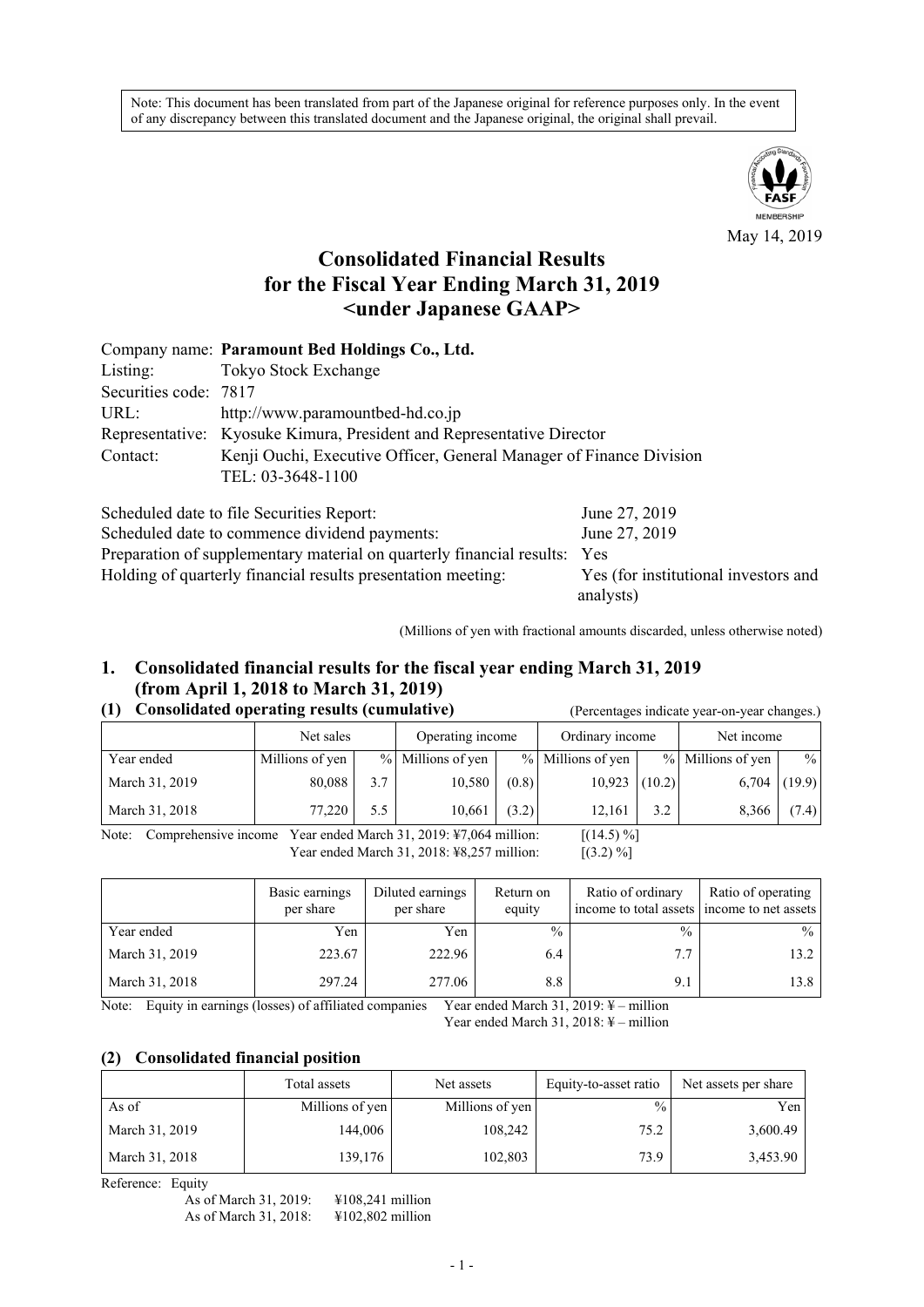Note: This document has been translated from part of the Japanese original for reference purposes only. In the event of any discrepancy between this translated document and the Japanese original, the original shall prevail.

May 14, 2019

# Consolidated Financial Results for the Fiscal Year Ending March 31, 2019 <under Japanese GAAP>

Company name: **Paramount Bed Holdings Co., Ltd.**
Listing: Tokyo Stock Exchange
Securities code: 7817
URL: http://www.paramountbed-hd.co.jp
Representative: Kyosuke Kimura, President and Representative Director
Contact: Kenji Ouchi, Executive Officer, General Manager of Finance Division
TEL: 03-3648-1100

Scheduled date to file Securities Report: June 27, 2019
Scheduled date to commence dividend payments: June 27, 2019
Preparation of supplementary material on quarterly financial results: Yes
Holding of quarterly financial results presentation meeting: Yes (for institutional investors and analysts)

(Millions of yen with fractional amounts discarded, unless otherwise noted)

## 1. Consolidated financial results for the fiscal year ending March 31, 2019 (from April 1, 2018 to March 31, 2019)

### (1) Consolidated operating results (cumulative)

(Percentages indicate year-on-year changes.)

| | Net sales | | Operating income | | Ordinary income | | Net income | |
|---|---|---|---|---|---|---|---|---|
| Year ended | Millions of yen | % | Millions of yen | % | Millions of yen | % | Millions of yen | % |
| March 31, 2019 | 80,088 | 3.7 | 10,580 | (0.8) | 10,923 | (10.2) | 6,704 | (19.9) |
| March 31, 2018 | 77,220 | 5.5 | 10,661 | (3.2) | 12,161 | 3.2 | 8,366 | (7.4) |

Note: Comprehensive income Year ended March 31, 2019: ¥7,064 million: [(14.5) %]
Year ended March 31, 2018: ¥8,257 million: [(3.2) %]

| | Basic earnings per share | Diluted earnings per share | Return on equity | Ratio of ordinary income to total assets | Ratio of operating income to net assets |
|---|---|---|---|---|---|
| Year ended | Yen | Yen | % | % | % |
| March 31, 2019 | 223.67 | 222.96 | 6.4 | 7.7 | 13.2 |
| March 31, 2018 | 297.24 | 277.06 | 8.8 | 9.1 | 13.8 |

Note: Equity in earnings (losses) of affiliated companies Year ended March 31, 2019: ¥ – million
Year ended March 31, 2018: ¥ – million

### (2) Consolidated financial position

| | Total assets | Net assets | Equity-to-asset ratio | Net assets per share |
|---|---|---|---|---|
| As of | Millions of yen | Millions of yen | % | Yen |
| March 31, 2019 | 144,006 | 108,242 | 75.2 | 3,600.49 |
| March 31, 2018 | 139,176 | 102,803 | 73.9 | 3,453.90 |

Reference: Equity
As of March 31, 2019: ¥108,241 million
As of March 31, 2018: ¥102,802 million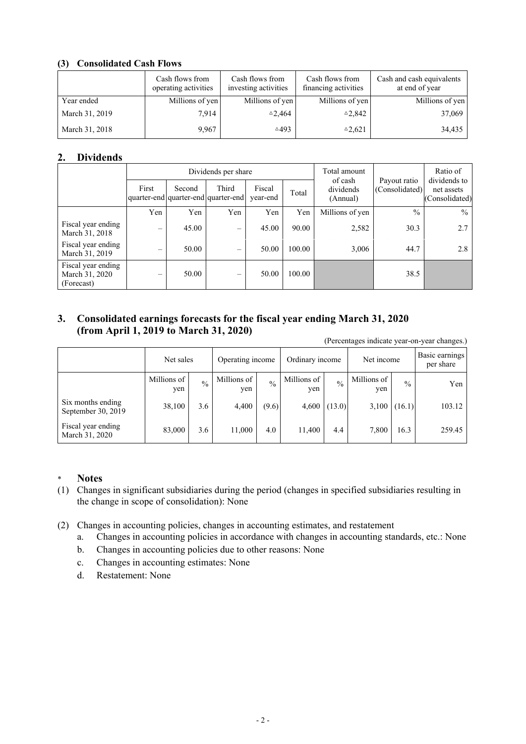### (3) Consolidated Cash Flows

| | Cash flows from operating activities | Cash flows from investing activities | Cash flows from financing activities | Cash and cash equivalents at end of year |
|---|---|---|---|---|
| Year ended | Millions of yen | Millions of yen | Millions of yen | Millions of yen |
| March 31, 2019 | 7,914 | △2,464 | △2,842 | 37,069 |
| March 31, 2018 | 9,967 | △493 | △2,621 | 34,435 |

## 2. Dividends

| | Dividends per share | | | | | Total amount of cash dividends (Annual) | Payout ratio (Consolidated) | Ratio of dividends to net assets (Consolidated) |
|---|---|---|---|---|---|---|---|---|
| | First quarter-end | Second quarter-end | Third quarter-end | Fiscal year-end | Total | | | |
| | Yen | Yen | Yen | Yen | Yen | Millions of yen | % | % |
| Fiscal year ending March 31, 2018 | – | 45.00 | – | 45.00 | 90.00 | 2,582 | 30.3 | 2.7 |
| Fiscal year ending March 31, 2019 | – | 50.00 | – | 50.00 | 100.00 | 3,006 | 44.7 | 2.8 |
| Fiscal year ending March 31, 2020 (Forecast) | – | 50.00 | – | 50.00 | 100.00 | | 38.5 | |

## 3. Consolidated earnings forecasts for the fiscal year ending March 31, 2020 (from April 1, 2019 to March 31, 2020)

(Percentages indicate year-on-year changes.)

| | Net sales | | Operating income | | Ordinary income | | Net income | | Basic earnings per share |
|---|---|---|---|---|---|---|---|---|---|
| | Millions of yen | % | Millions of yen | % | Millions of yen | % | Millions of yen | % | Yen |
| Six months ending September 30, 2019 | 38,100 | 3.6 | 4,400 | (9.6) | 4,600 | (13.0) | 3,100 | (16.1) | 103.12 |
| Fiscal year ending March 31, 2020 | 83,000 | 3.6 | 11,000 | 4.0 | 11,400 | 4.4 | 7,800 | 16.3 | 259.45 |

## * Notes

(1) Changes in significant subsidiaries during the period (changes in specified subsidiaries resulting in the change in scope of consolidation): None

(2) Changes in accounting policies, changes in accounting estimates, and restatement

a. Changes in accounting policies in accordance with changes in accounting standards, etc.: None

b. Changes in accounting policies due to other reasons: None

c. Changes in accounting estimates: None

d. Restatement: None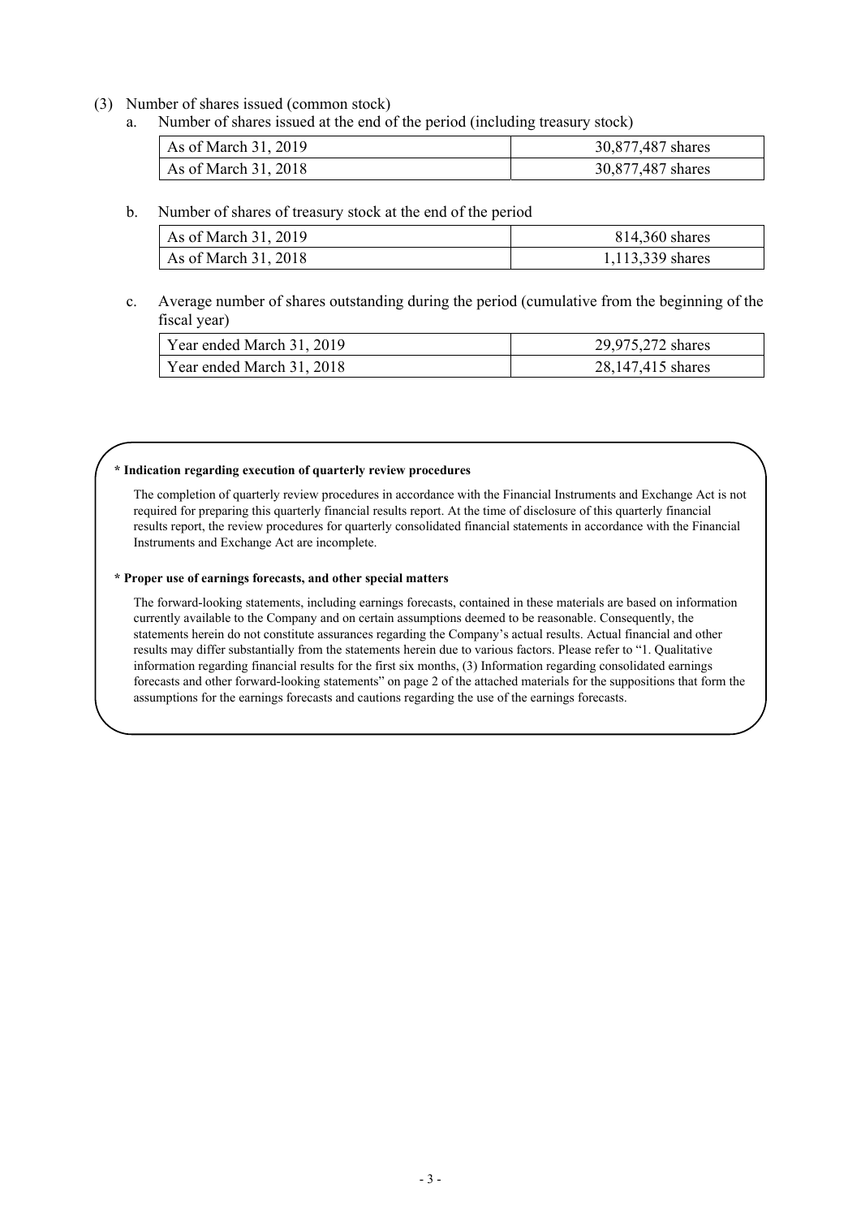(3) Number of shares issued (common stock)

a. Number of shares issued at the end of the period (including treasury stock)

| | |
|---|---|
| As of March 31, 2019 | 30,877,487 shares |
| As of March 31, 2018 | 30,877,487 shares |

b. Number of shares of treasury stock at the end of the period

| | |
|---|---|
| As of March 31, 2019 | 814,360 shares |
| As of March 31, 2018 | 1,113,339 shares |

c. Average number of shares outstanding during the period (cumulative from the beginning of the fiscal year)

| | |
|---|---|
| Year ended March 31, 2019 | 29,975,272 shares |
| Year ended March 31, 2018 | 28,147,415 shares |

**\* Indication regarding execution of quarterly review procedures**

The completion of quarterly review procedures in accordance with the Financial Instruments and Exchange Act is not required for preparing this quarterly financial results report. At the time of disclosure of this quarterly financial results report, the review procedures for quarterly consolidated financial statements in accordance with the Financial Instruments and Exchange Act are incomplete.

**\* Proper use of earnings forecasts, and other special matters**

The forward-looking statements, including earnings forecasts, contained in these materials are based on information currently available to the Company and on certain assumptions deemed to be reasonable. Consequently, the statements herein do not constitute assurances regarding the Company's actual results. Actual financial and other results may differ substantially from the statements herein due to various factors. Please refer to "1. Qualitative information regarding financial results for the first six months, (3) Information regarding consolidated earnings forecasts and other forward-looking statements" on page 2 of the attached materials for the suppositions that form the assumptions for the earnings forecasts and cautions regarding the use of the earnings forecasts.